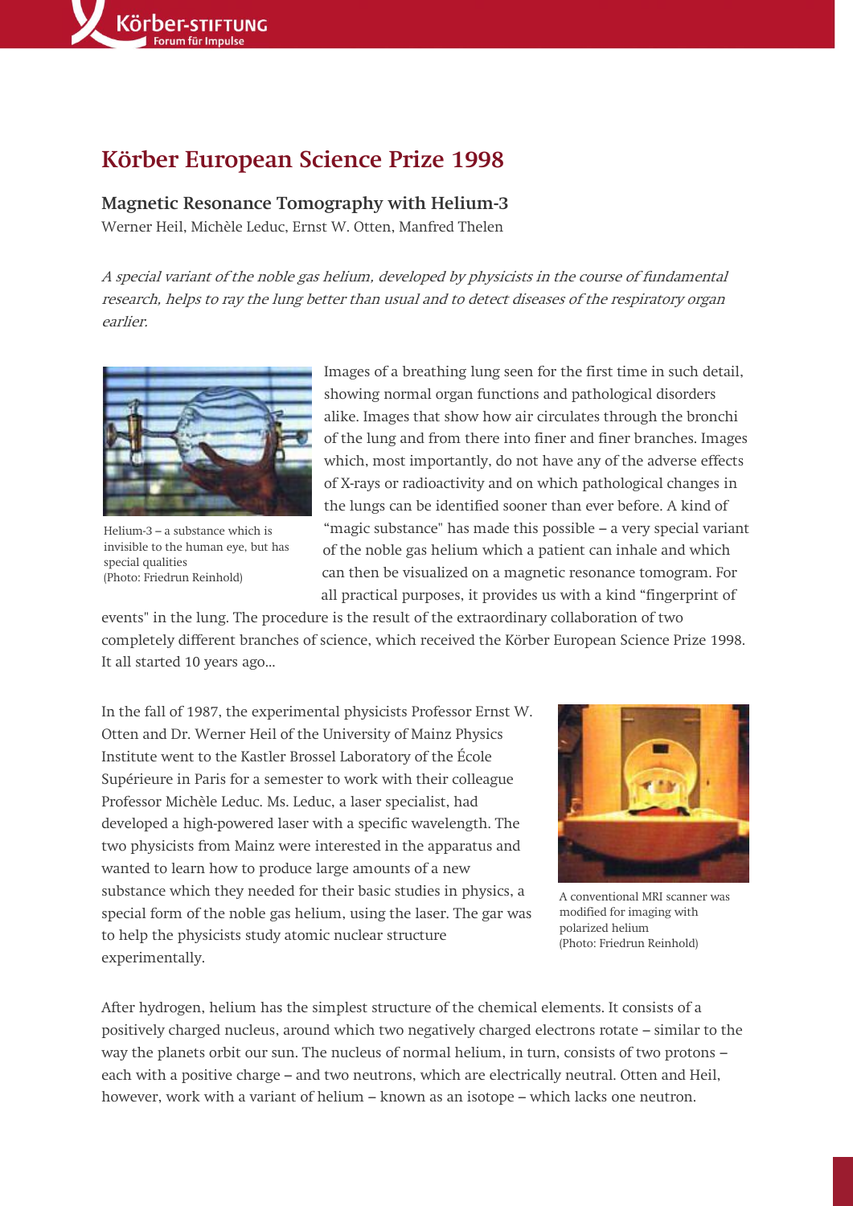# Körber European Science Prize 1998

## Magnetic Resonance Tomography with Helium-3

Werner Heil, Michèle Leduc, Ernst W. Otten, Manfred Thelen

*A special variant of the noble gas helium, developed by physicists in the course of fundamental research, helps to ray the lung better than usual and to detect diseases of the respiratory organ earlier.*

Helium-3 – a substance which is invisible to the human eye, but has special qualities
(Photo: Friedrun Reinhold)

Images of a breathing lung seen for the first time in such detail, showing normal organ functions and pathological disorders alike. Images that show how air circulates through the bronchi of the lung and from there into finer and finer branches. Images which, most importantly, do not have any of the adverse effects of X-rays or radioactivity and on which pathological changes in the lungs can be identified sooner than ever before. A kind of "magic substance" has made this possible – a very special variant of the noble gas helium which a patient can inhale and which can then be visualized on a magnetic resonance tomogram. For all practical purposes, it provides us with a kind "fingerprint of events" in the lung. The procedure is the result of the extraordinary collaboration of two completely different branches of science, which received the Körber European Science Prize 1998. It all started 10 years ago...

In the fall of 1987, the experimental physicists Professor Ernst W. Otten and Dr. Werner Heil of the University of Mainz Physics Institute went to the Kastler Brossel Laboratory of the École Supérieure in Paris for a semester to work with their colleague Professor Michèle Leduc. Ms. Leduc, a laser specialist, had developed a high-powered laser with a specific wavelength. The two physicists from Mainz were interested in the apparatus and wanted to learn how to produce large amounts of a new substance which they needed for their basic studies in physics, a special form of the noble gas helium, using the laser. The gar was to help the physicists study atomic nuclear structure experimentally.

A conventional MRI scanner was modified for imaging with polarized helium
(Photo: Friedrun Reinhold)

After hydrogen, helium has the simplest structure of the chemical elements. It consists of a positively charged nucleus, around which two negatively charged electrons rotate – similar to the way the planets orbit our sun. The nucleus of normal helium, in turn, consists of two protons – each with a positive charge – and two neutrons, which are electrically neutral. Otten and Heil, however, work with a variant of helium – known as an isotope – which lacks one neutron.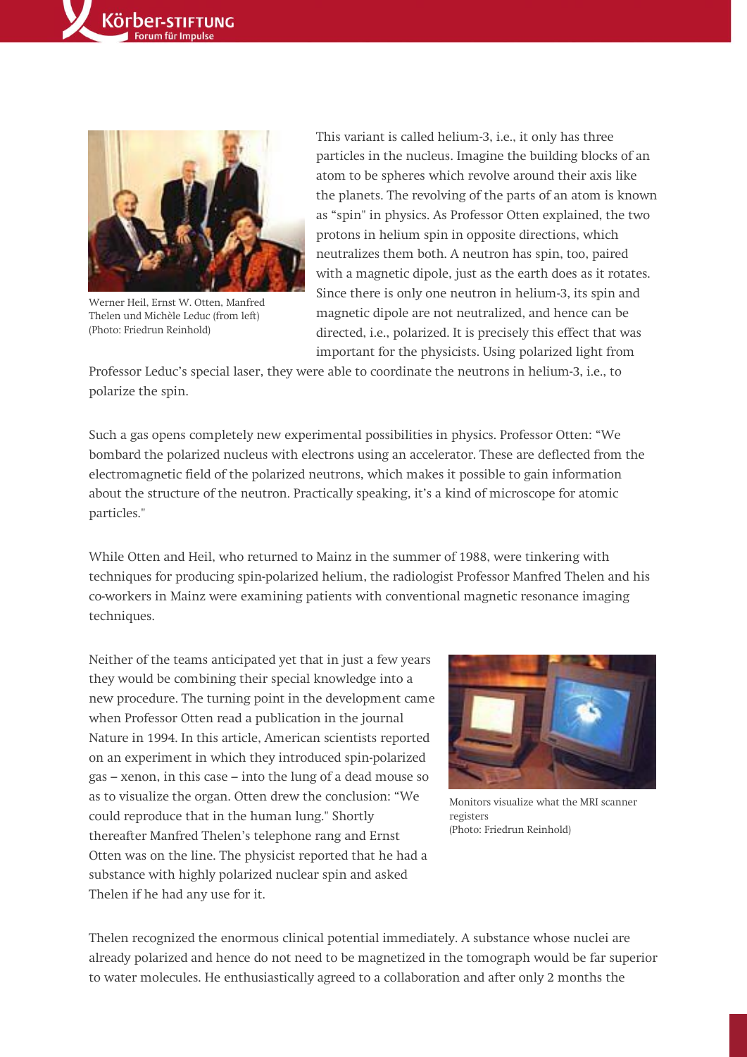Werner Heil, Ernst W. Otten, Manfred Thelen und Michèle Leduc (from left)
(Photo: Friedrun Reinhold)

This variant is called helium-3, i.e., it only has three particles in the nucleus. Imagine the building blocks of an atom to be spheres which revolve around their axis like the planets. The revolving of the parts of an atom is known as "spin" in physics. As Professor Otten explained, the two protons in helium spin in opposite directions, which neutralizes them both. A neutron has spin, too, paired with a magnetic dipole, just as the earth does as it rotates. Since there is only one neutron in helium-3, its spin and magnetic dipole are not neutralized, and hence can be directed, i.e., polarized. It is precisely this effect that was important for the physicists. Using polarized light from Professor Leduc's special laser, they were able to coordinate the neutrons in helium-3, i.e., to polarize the spin.

Such a gas opens completely new experimental possibilities in physics. Professor Otten: "We bombard the polarized nucleus with electrons using an accelerator. These are deflected from the electromagnetic field of the polarized neutrons, which makes it possible to gain information about the structure of the neutron. Practically speaking, it's a kind of microscope for atomic particles."

While Otten and Heil, who returned to Mainz in the summer of 1988, were tinkering with techniques for producing spin-polarized helium, the radiologist Professor Manfred Thelen and his co-workers in Mainz were examining patients with conventional magnetic resonance imaging techniques.

Neither of the teams anticipated yet that in just a few years they would be combining their special knowledge into a new procedure. The turning point in the development came when Professor Otten read a publication in the journal Nature in 1994. In this article, American scientists reported on an experiment in which they introduced spin-polarized gas – xenon, in this case – into the lung of a dead mouse so as to visualize the organ. Otten drew the conclusion: "We could reproduce that in the human lung." Shortly thereafter Manfred Thelen's telephone rang and Ernst Otten was on the line. The physicist reported that he had a substance with highly polarized nuclear spin and asked Thelen if he had any use for it.

Monitors visualize what the MRI scanner registers
(Photo: Friedrun Reinhold)

Thelen recognized the enormous clinical potential immediately. A substance whose nuclei are already polarized and hence do not need to be magnetized in the tomograph would be far superior to water molecules. He enthusiastically agreed to a collaboration and after only 2 months the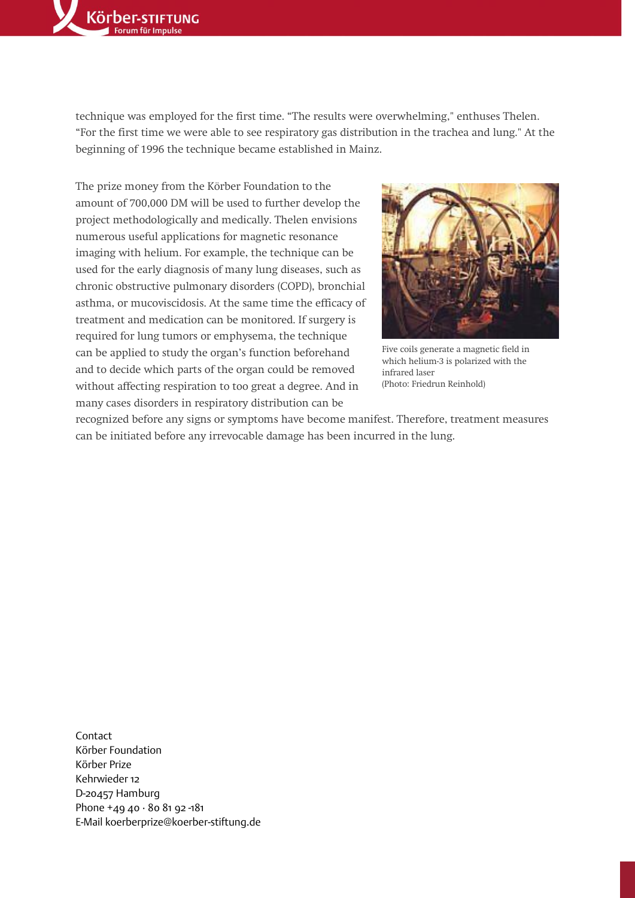technique was employed for the first time. “The results were overwhelming," enthuses Thelen. “For the first time we were able to see respiratory gas distribution in the trachea and lung." At the beginning of 1996 the technique became established in Mainz.

The prize money from the Körber Foundation to the amount of 700,000 DM will be used to further develop the project methodologically and medically. Thelen envisions numerous useful applications for magnetic resonance imaging with helium. For example, the technique can be used for the early diagnosis of many lung diseases, such as chronic obstructive pulmonary disorders (COPD), bronchial asthma, or mucoviscidosis. At the same time the efficacy of treatment and medication can be monitored. If surgery is required for lung tumors or emphysema, the technique can be applied to study the organ’s function beforehand and to decide which parts of the organ could be removed without affecting respiration to too great a degree. And in many cases disorders in respiratory distribution can be recognized before any signs or symptoms have become manifest. Therefore, treatment measures can be initiated before any irrevocable damage has been incurred in the lung.

Five coils generate a magnetic field in which helium-3 is polarized with the infrared laser
(Photo: Friedrun Reinhold)

Contact
Körber Foundation
Körber Prize
Kehrwieder 12
D-20457 Hamburg
Phone +49 40 · 80 81 92 -181
E-Mail koerberprize@koerber-stiftung.de